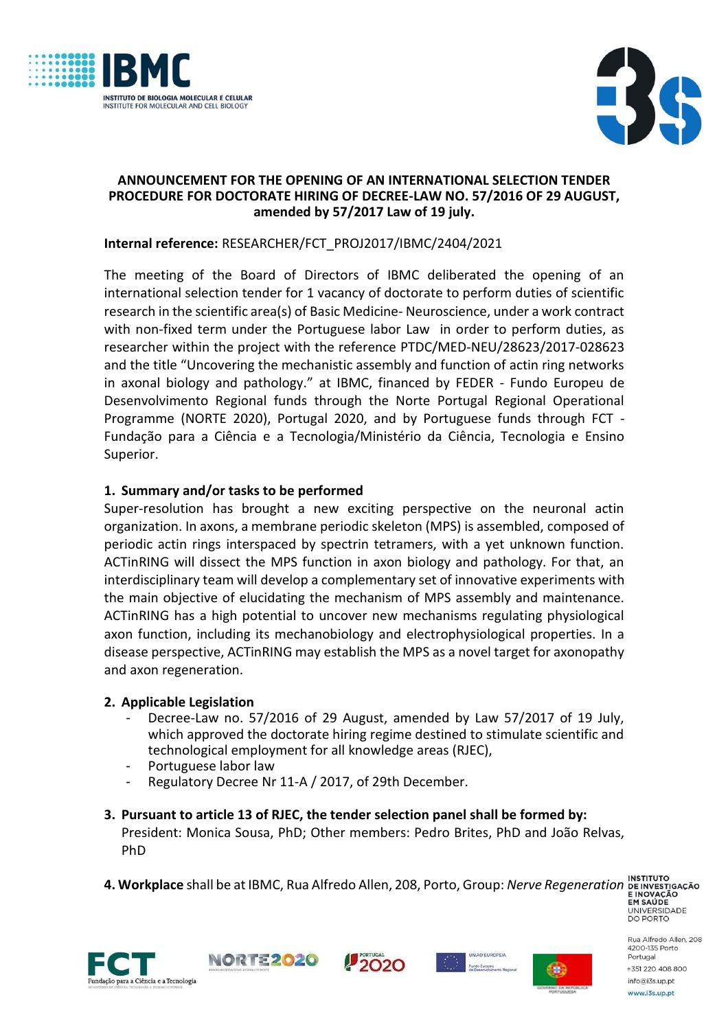**ANNOUNCEMENT FOR THE OPENING OF AN INTERNATIONAL SELECTION TENDER PROCEDURE FOR DOCTORATE HIRING OF DECREE-LAW NO. 57/2016 OF 29 AUGUST, amended by 57/2017 Law of 19 july.**

**Internal reference:** RESEARCHER/FCT_PROJ2017/IBMC/2404/2021

The meeting of the Board of Directors of IBMC deliberated the opening of an international selection tender for 1 vacancy of doctorate to perform duties of scientific research in the scientific area(s) of Basic Medicine- Neuroscience, under a work contract with non-fixed term under the Portuguese labor Law in order to perform duties, as researcher within the project with the reference PTDC/MED-NEU/28623/2017-028623 and the title "Uncovering the mechanistic assembly and function of actin ring networks in axonal biology and pathology." at IBMC, financed by FEDER - Fundo Europeu de Desenvolvimento Regional funds through the Norte Portugal Regional Operational Programme (NORTE 2020), Portugal 2020, and by Portuguese funds through FCT - Fundação para a Ciência e a Tecnologia/Ministério da Ciência, Tecnologia e Ensino Superior.

**1. Summary and/or tasks to be performed**

Super-resolution has brought a new exciting perspective on the neuronal actin organization. In axons, a membrane periodic skeleton (MPS) is assembled, composed of periodic actin rings interspaced by spectrin tetramers, with a yet unknown function. ACTinRING will dissect the MPS function in axon biology and pathology. For that, an interdisciplinary team will develop a complementary set of innovative experiments with the main objective of elucidating the mechanism of MPS assembly and maintenance. ACTinRING has a high potential to uncover new mechanisms regulating physiological axon function, including its mechanobiology and electrophysiological properties. In a disease perspective, ACTinRING may establish the MPS as a novel target for axonopathy and axon regeneration.

**2. Applicable Legislation**

- Decree-Law no. 57/2016 of 29 August, amended by Law 57/2017 of 19 July, which approved the doctorate hiring regime destined to stimulate scientific and technological employment for all knowledge areas (RJEC),
- Portuguese labor law
- Regulatory Decree Nr 11-A / 2017, of 29th December.

**3. Pursuant to article 13 of RJEC, the tender selection panel shall be formed by:**

President: Monica Sousa, PhD; Other members: Pedro Brites, PhD and João Relvas, PhD

**4. Workplace** shall be at IBMC, Rua Alfredo Allen, 208, Porto, Group: *Nerve Regeneration*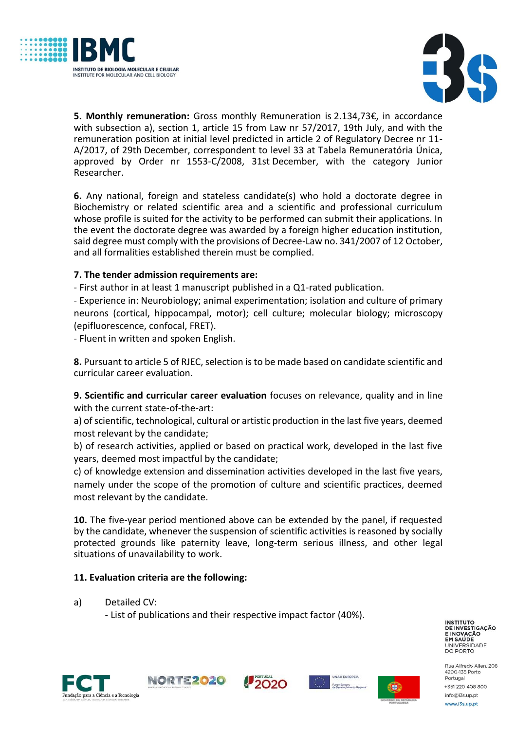**5. Monthly remuneration:** Gross monthly Remuneration is 2.134,73€, in accordance with subsection a), section 1, article 15 from Law nr 57/2017, 19th July, and with the remuneration position at initial level predicted in article 2 of Regulatory Decree nr 11-A/2017, of 29th December, correspondent to level 33 at Tabela Remuneratória Única, approved by Order nr 1553-C/2008, 31st December, with the category Junior Researcher.

**6.** Any national, foreign and stateless candidate(s) who hold a doctorate degree in Biochemistry or related scientific area and a scientific and professional curriculum whose profile is suited for the activity to be performed can submit their applications. In the event the doctorate degree was awarded by a foreign higher education institution, said degree must comply with the provisions of Decree-Law no. 341/2007 of 12 October, and all formalities established therein must be complied.

**7. The tender admission requirements are:**

- First author in at least 1 manuscript published in a Q1-rated publication.
- Experience in: Neurobiology; animal experimentation; isolation and culture of primary neurons (cortical, hippocampal, motor); cell culture; molecular biology; microscopy (epifluorescence, confocal, FRET).
- Fluent in written and spoken English.

**8.** Pursuant to article 5 of RJEC, selection is to be made based on candidate scientific and curricular career evaluation.

**9. Scientific and curricular career evaluation** focuses on relevance, quality and in line with the current state-of-the-art:

a) of scientific, technological, cultural or artistic production in the last five years, deemed most relevant by the candidate;

b) of research activities, applied or based on practical work, developed in the last five years, deemed most impactful by the candidate;

c) of knowledge extension and dissemination activities developed in the last five years, namely under the scope of the promotion of culture and scientific practices, deemed most relevant by the candidate.

**10.** The five-year period mentioned above can be extended by the panel, if requested by the candidate, whenever the suspension of scientific activities is reasoned by socially protected grounds like paternity leave, long-term serious illness, and other legal situations of unavailability to work.

**11. Evaluation criteria are the following:**

a) Detailed CV:
- List of publications and their respective impact factor (40%).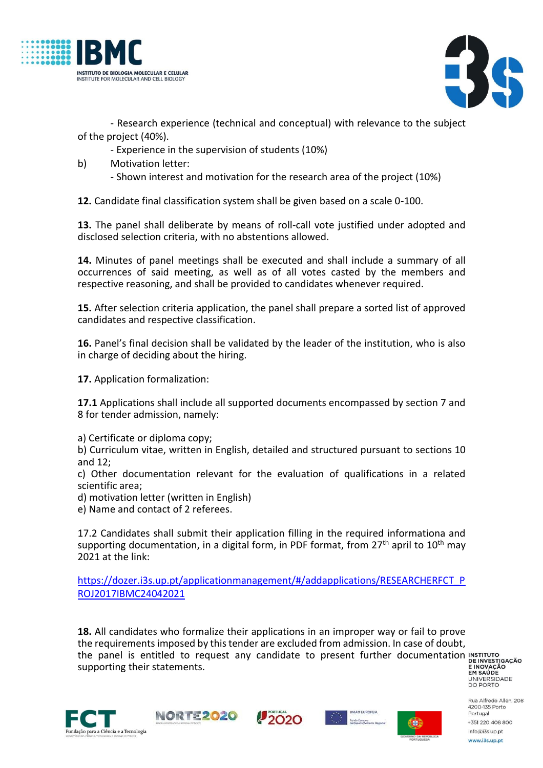- Research experience (technical and conceptual) with relevance to the subject of the project (40%).

- Experience in the supervision of students (10%)

b) Motivation letter:

- Shown interest and motivation for the research area of the project (10%)

**12.** Candidate final classification system shall be given based on a scale 0-100.

**13.** The panel shall deliberate by means of roll-call vote justified under adopted and disclosed selection criteria, with no abstentions allowed.

**14.** Minutes of panel meetings shall be executed and shall include a summary of all occurrences of said meeting, as well as of all votes casted by the members and respective reasoning, and shall be provided to candidates whenever required.

**15.** After selection criteria application, the panel shall prepare a sorted list of approved candidates and respective classification.

**16.** Panel's final decision shall be validated by the leader of the institution, who is also in charge of deciding about the hiring.

**17.** Application formalization:

**17.1** Applications shall include all supported documents encompassed by section 7 and 8 for tender admission, namely:

a) Certificate or diploma copy;
b) Curriculum vitae, written in English, detailed and structured pursuant to sections 10 and 12;
c) Other documentation relevant for the evaluation of qualifications in a related scientific area;
d) motivation letter (written in English)
e) Name and contact of 2 referees.

17.2 Candidates shall submit their application filling in the required informationa and supporting documentation, in a digital form, in PDF format, from 27th april to 10th may 2021 at the link:

https://dozer.i3s.up.pt/applicationmanagement/#/addapplications/RESEARCHERFCT_PROJ2017IBMC24042021

**18.** All candidates who formalize their applications in an improper way or fail to prove the requirements imposed by this tender are excluded from admission. In case of doubt, the panel is entitled to request any candidate to present further documentation supporting their statements.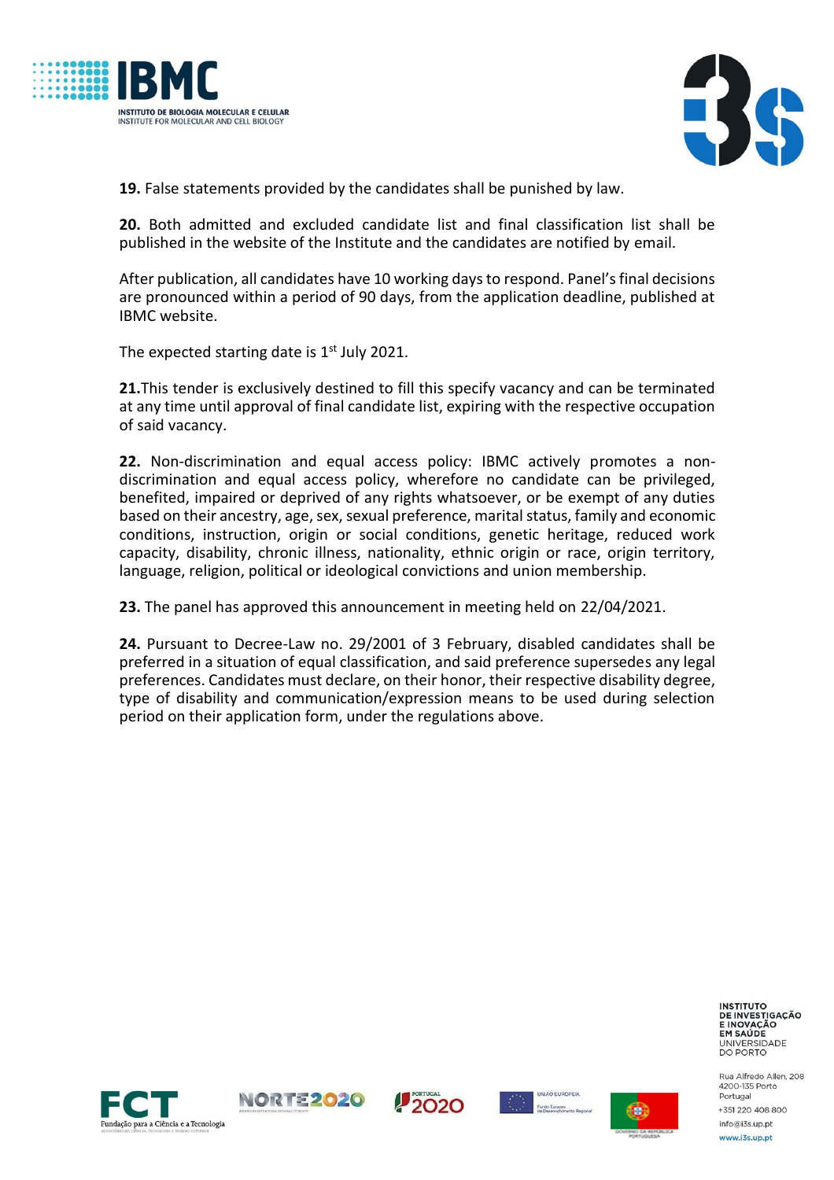**19.** False statements provided by the candidates shall be punished by law.

**20.** Both admitted and excluded candidate list and final classification list shall be published in the website of the Institute and the candidates are notified by email.

After publication, all candidates have 10 working days to respond. Panel's final decisions are pronounced within a period of 90 days, from the application deadline, published at IBMC website.

The expected starting date is 1st July 2021.

**21.**This tender is exclusively destined to fill this specify vacancy and can be terminated at any time until approval of final candidate list, expiring with the respective occupation of said vacancy.

**22.** Non-discrimination and equal access policy: IBMC actively promotes a non-discrimination and equal access policy, wherefore no candidate can be privileged, benefited, impaired or deprived of any rights whatsoever, or be exempt of any duties based on their ancestry, age, sex, sexual preference, marital status, family and economic conditions, instruction, origin or social conditions, genetic heritage, reduced work capacity, disability, chronic illness, nationality, ethnic origin or race, origin territory, language, religion, political or ideological convictions and union membership.

**23.** The panel has approved this announcement in meeting held on 22/04/2021.

**24.** Pursuant to Decree-Law no. 29/2001 of 3 February, disabled candidates shall be preferred in a situation of equal classification, and said preference supersedes any legal preferences. Candidates must declare, on their honor, their respective disability degree, type of disability and communication/expression means to be used during selection period on their application form, under the regulations above.